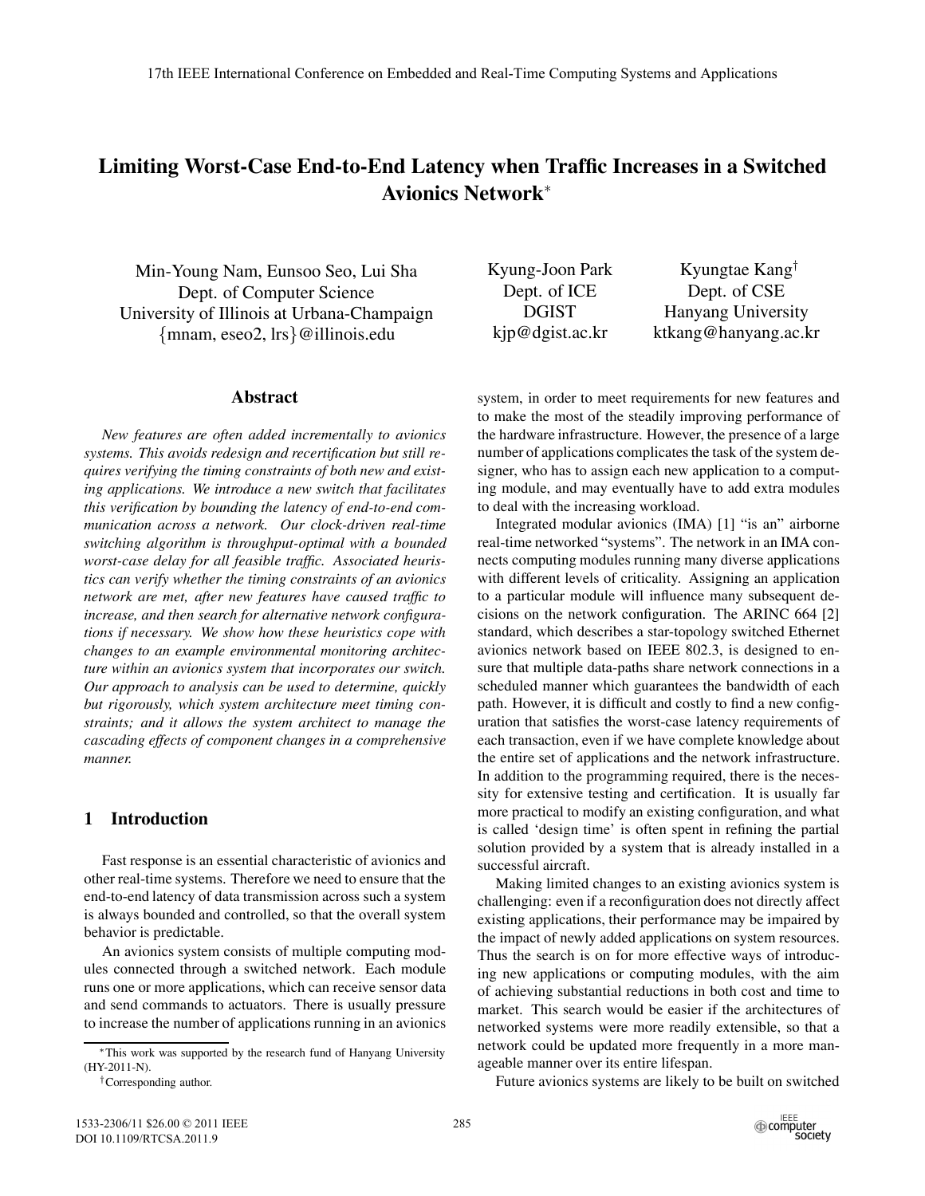# Limiting Worst-Case End-to-End Latency when Traffic Increases in a Switched Avionics Network*

Min-Young Nam, Eunsoo Seo, Lui Sha
Dept. of Computer Science
University of Illinois at Urbana-Champaign
{mnam, eseo2, lrs}@illinois.edu

Kyung-Joon Park
Dept. of ICE
DGIST
kjp@dgist.ac.kr

Kyungtae Kang†
Dept. of CSE
Hanyang University
ktkang@hanyang.ac.kr

## Abstract

*New features are often added incrementally to avionics systems. This avoids redesign and recertification but still requires verifying the timing constraints of both new and existing applications. We introduce a new switch that facilitates this verification by bounding the latency of end-to-end communication across a network. Our clock-driven real-time switching algorithm is throughput-optimal with a bounded worst-case delay for all feasible traffic. Associated heuristics can verify whether the timing constraints of an avionics network are met, after new features have caused traffic to increase, and then search for alternative network configurations if necessary. We show how these heuristics cope with changes to an example environmental monitoring architecture within an avionics system that incorporates our switch. Our approach to analysis can be used to determine, quickly but rigorously, which system architecture meet timing constraints; and it allows the system architect to manage the cascading effects of component changes in a comprehensive manner.*

## 1 Introduction

Fast response is an essential characteristic of avionics and other real-time systems. Therefore we need to ensure that the end-to-end latency of data transmission across such a system is always bounded and controlled, so that the overall system behavior is predictable.

An avionics system consists of multiple computing modules connected through a switched network. Each module runs one or more applications, which can receive sensor data and send commands to actuators. There is usually pressure to increase the number of applications running in an avionics system, in order to meet requirements for new features and to make the most of the steadily improving performance of the hardware infrastructure. However, the presence of a large number of applications complicates the task of the system designer, who has to assign each new application to a computing module, and may eventually have to add extra modules to deal with the increasing workload.

Integrated modular avionics (IMA) [1] "is an" airborne real-time networked "systems". The network in an IMA connects computing modules running many diverse applications with different levels of criticality. Assigning an application to a particular module will influence many subsequent decisions on the network configuration. The ARINC 664 [2] standard, which describes a star-topology switched Ethernet avionics network based on IEEE 802.3, is designed to ensure that multiple data-paths share network connections in a scheduled manner which guarantees the bandwidth of each path. However, it is difficult and costly to find a new configuration that satisfies the worst-case latency requirements of each transaction, even if we have complete knowledge about the entire set of applications and the network infrastructure. In addition to the programming required, there is the necessity for extensive testing and certification. It is usually far more practical to modify an existing configuration, and what is called 'design time' is often spent in refining the partial solution provided by a system that is already installed in a successful aircraft.

Making limited changes to an existing avionics system is challenging: even if a reconfiguration does not directly affect existing applications, their performance may be impaired by the impact of newly added applications on system resources. Thus the search is on for more effective ways of introducing new applications or computing modules, with the aim of achieving substantial reductions in both cost and time to market. This search would be easier if the architectures of networked systems were more readily extensible, so that a network could be updated more frequently in a more manageable manner over its entire lifespan.

Future avionics systems are likely to be built on switched

*This work was supported by the research fund of Hanyang University (HY-2011-N).

†Corresponding author.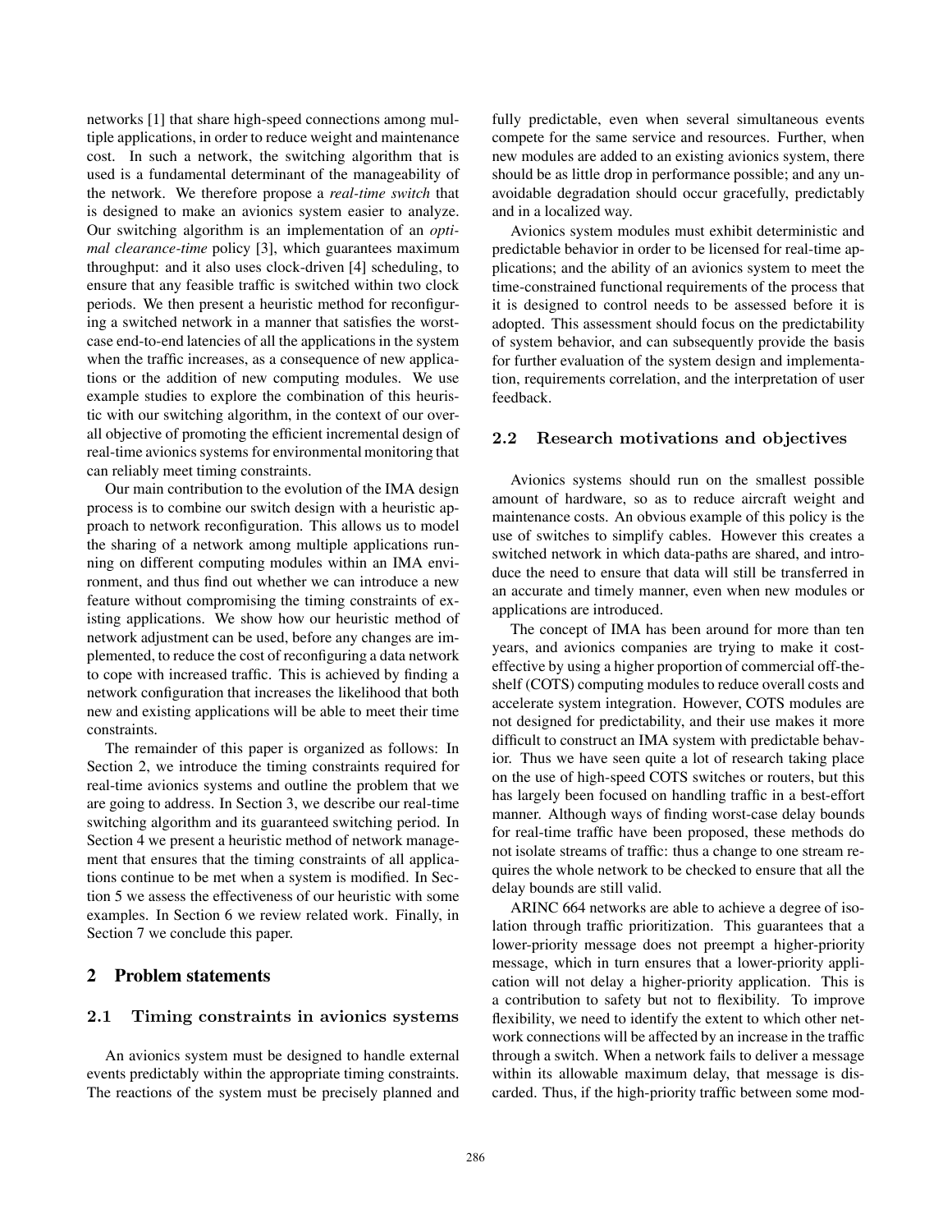networks [1] that share high-speed connections among multiple applications, in order to reduce weight and maintenance cost. In such a network, the switching algorithm that is used is a fundamental determinant of the manageability of the network. We therefore propose a *real-time switch* that is designed to make an avionics system easier to analyze. Our switching algorithm is an implementation of an *optimal clearance-time* policy [3], which guarantees maximum throughput: and it also uses clock-driven [4] scheduling, to ensure that any feasible traffic is switched within two clock periods. We then present a heuristic method for reconfiguring a switched network in a manner that satisfies the worst-case end-to-end latencies of all the applications in the system when the traffic increases, as a consequence of new applications or the addition of new computing modules. We use example studies to explore the combination of this heuristic with our switching algorithm, in the context of our overall objective of promoting the efficient incremental design of real-time avionics systems for environmental monitoring that can reliably meet timing constraints.

Our main contribution to the evolution of the IMA design process is to combine our switch design with a heuristic approach to network reconfiguration. This allows us to model the sharing of a network among multiple applications running on different computing modules within an IMA environment, and thus find out whether we can introduce a new feature without compromising the timing constraints of existing applications. We show how our heuristic method of network adjustment can be used, before any changes are implemented, to reduce the cost of reconfiguring a data network to cope with increased traffic. This is achieved by finding a network configuration that increases the likelihood that both new and existing applications will be able to meet their time constraints.

The remainder of this paper is organized as follows: In Section 2, we introduce the timing constraints required for real-time avionics systems and outline the problem that we are going to address. In Section 3, we describe our real-time switching algorithm and its guaranteed switching period. In Section 4 we present a heuristic method of network management that ensures that the timing constraints of all applications continue to be met when a system is modified. In Section 5 we assess the effectiveness of our heuristic with some examples. In Section 6 we review related work. Finally, in Section 7 we conclude this paper.

## 2 Problem statements

### 2.1 Timing constraints in avionics systems

An avionics system must be designed to handle external events predictably within the appropriate timing constraints. The reactions of the system must be precisely planned and fully predictable, even when several simultaneous events compete for the same service and resources. Further, when new modules are added to an existing avionics system, there should be as little drop in performance possible; and any unavoidable degradation should occur gracefully, predictably and in a localized way.

Avionics system modules must exhibit deterministic and predictable behavior in order to be licensed for real-time applications; and the ability of an avionics system to meet the time-constrained functional requirements of the process that it is designed to control needs to be assessed before it is adopted. This assessment should focus on the predictability of system behavior, and can subsequently provide the basis for further evaluation of the system design and implementation, requirements correlation, and the interpretation of user feedback.

### 2.2 Research motivations and objectives

Avionics systems should run on the smallest possible amount of hardware, so as to reduce aircraft weight and maintenance costs. An obvious example of this policy is the use of switches to simplify cables. However this creates a switched network in which data-paths are shared, and introduce the need to ensure that data will still be transferred in an accurate and timely manner, even when new modules or applications are introduced.

The concept of IMA has been around for more than ten years, and avionics companies are trying to make it cost-effective by using a higher proportion of commercial off-the-shelf (COTS) computing modules to reduce overall costs and accelerate system integration. However, COTS modules are not designed for predictability, and their use makes it more difficult to construct an IMA system with predictable behavior. Thus we have seen quite a lot of research taking place on the use of high-speed COTS switches or routers, but this has largely been focused on handling traffic in a best-effort manner. Although ways of finding worst-case delay bounds for real-time traffic have been proposed, these methods do not isolate streams of traffic: thus a change to one stream requires the whole network to be checked to ensure that all the delay bounds are still valid.

ARINC 664 networks are able to achieve a degree of isolation through traffic prioritization. This guarantees that a lower-priority message does not preempt a higher-priority message, which in turn ensures that a lower-priority application will not delay a higher-priority application. This is a contribution to safety but not to flexibility. To improve flexibility, we need to identify the extent to which other network connections will be affected by an increase in the traffic through a switch. When a network fails to deliver a message within its allowable maximum delay, that message is discarded. Thus, if the high-priority traffic between some mod-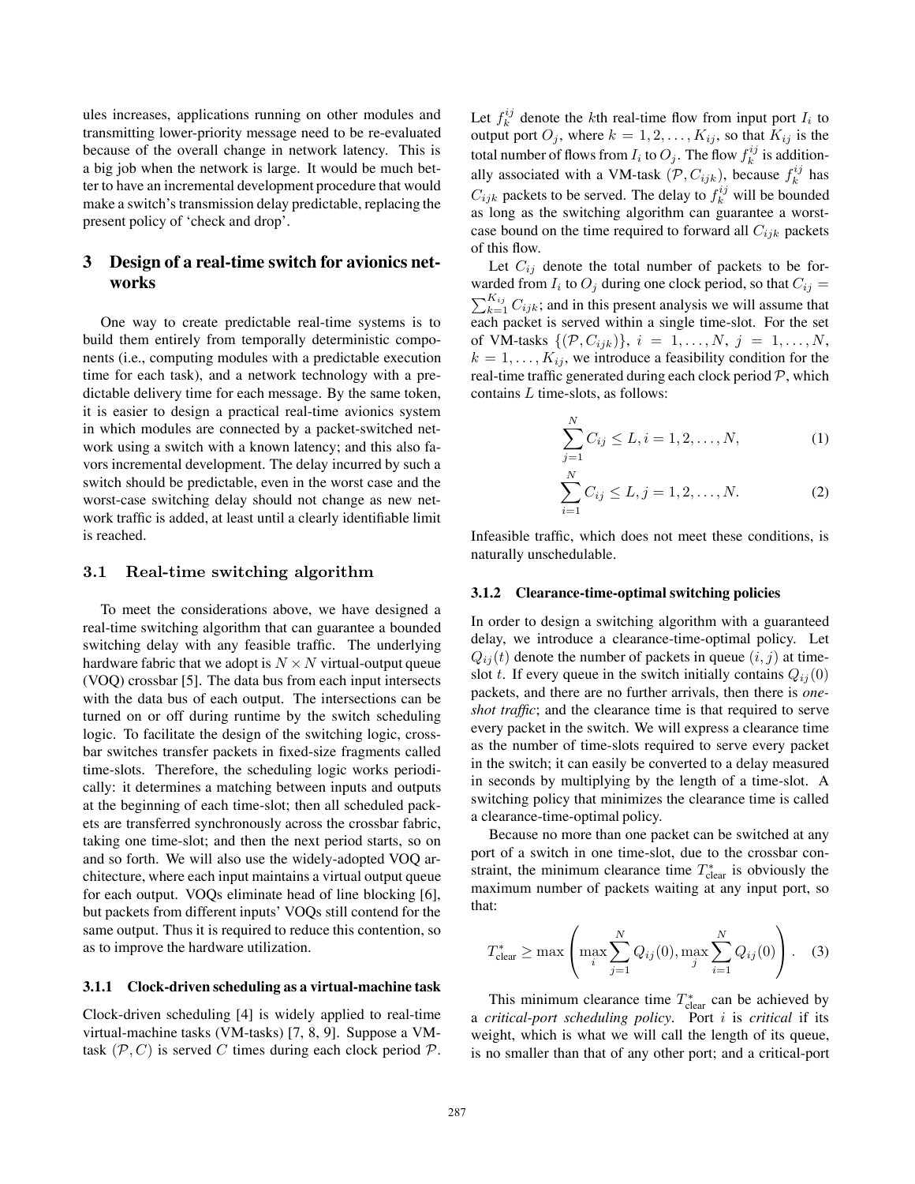ules increases, applications running on other modules and transmitting lower-priority message need to be re-evaluated because of the overall change in network latency. This is a big job when the network is large. It would be much better to have an incremental development procedure that would make a switch's transmission delay predictable, replacing the present policy of 'check and drop'.

# 3 Design of a real-time switch for avionics networks

One way to create predictable real-time systems is to build them entirely from temporally deterministic components (i.e., computing modules with a predictable execution time for each task), and a network technology with a predictable delivery time for each message. By the same token, it is easier to design a practical real-time avionics system in which modules are connected by a packet-switched network using a switch with a known latency; and this also favors incremental development. The delay incurred by such a switch should be predictable, even in the worst case and the worst-case switching delay should not change as new network traffic is added, at least until a clearly identifiable limit is reached.

## 3.1 Real-time switching algorithm

To meet the considerations above, we have designed a real-time switching algorithm that can guarantee a bounded switching delay with any feasible traffic. The underlying hardware fabric that we adopt is $N \times N$ virtual-output queue (VOQ) crossbar [5]. The data bus from each input intersects with the data bus of each output. The intersections can be turned on or off during runtime by the switch scheduling logic. To facilitate the design of the switching logic, crossbar switches transfer packets in fixed-size fragments called time-slots. Therefore, the scheduling logic works periodically: it determines a matching between inputs and outputs at the beginning of each time-slot; then all scheduled packets are transferred synchronously across the crossbar fabric, taking one time-slot; and then the next period starts, so on and so forth. We will also use the widely-adopted VOQ architecture, where each input maintains a virtual output queue for each output. VOQs eliminate head of line blocking [6], but packets from different inputs' VOQs still contend for the same output. Thus it is required to reduce this contention, so as to improve the hardware utilization.

### 3.1.1 Clock-driven scheduling as a virtual-machine task

Clock-driven scheduling [4] is widely applied to real-time virtual-machine tasks (VM-tasks) [7, 8, 9]. Suppose a VM-task $(\mathcal{P}, C)$ is served $C$ times during each clock period $\mathcal{P}$. Let $f_k^{ij}$ denote the $k$th real-time flow from input port $I_i$ to output port $O_j$, where $k = 1, 2, \ldots, K_{ij}$, so that $K_{ij}$ is the total number of flows from $I_i$ to $O_j$. The flow $f_k^{ij}$ is additionally associated with a VM-task $(\mathcal{P}, C_{ijk})$, because $f_k^{ij}$ has $C_{ijk}$ packets to be served. The delay to $f_k^{ij}$ will be bounded as long as the switching algorithm can guarantee a worst-case bound on the time required to forward all $C_{ijk}$ packets of this flow.

Let $C_{ij}$ denote the total number of packets to be forwarded from $I_i$ to $O_j$ during one clock period, so that $C_{ij} = \sum_{k=1}^{K_{ij}} C_{ijk}$; and in this present analysis we will assume that each packet is served within a single time-slot. For the set of VM-tasks $\{(\mathcal{P}, C_{ijk})\}$, $i = 1, \ldots, N$, $j = 1, \ldots, N$, $k = 1, \ldots, K_{ij}$, we introduce a feasibility condition for the real-time traffic generated during each clock period $\mathcal{P}$, which contains $L$ time-slots, as follows:

$$\sum_{j=1}^{N} C_{ij} \leq L, i = 1, 2, \ldots, N, \tag{1}$$

$$\sum_{i=1}^{N} C_{ij} \leq L, j = 1, 2, \ldots, N. \tag{2}$$

Infeasible traffic, which does not meet these conditions, is naturally unschedulable.

### 3.1.2 Clearance-time-optimal switching policies

In order to design a switching algorithm with a guaranteed delay, we introduce a clearance-time-optimal policy. Let $Q_{ij}(t)$ denote the number of packets in queue $(i, j)$ at time-slot $t$. If every queue in the switch initially contains $Q_{ij}(0)$ packets, and there are no further arrivals, then there is *one-shot traffic*; and the clearance time is that required to serve every packet in the switch. We will express a clearance time as the number of time-slots required to serve every packet in the switch; it can easily be converted to a delay measured in seconds by multiplying by the length of a time-slot. A switching policy that minimizes the clearance time is called a clearance-time-optimal policy.

Because no more than one packet can be switched at any port of a switch in one time-slot, due to the crossbar constraint, the minimum clearance time $T^*_{\text{clear}}$ is obviously the maximum number of packets waiting at any input port, so that:

$$T^*_{\text{clear}} \geq \max\left(\max_i \sum_{j=1}^{N} Q_{ij}(0), \max_j \sum_{i=1}^{N} Q_{ij}(0)\right). \tag{3}$$

This minimum clearance time $T^*_{\text{clear}}$ can be achieved by a *critical-port scheduling policy*. Port $i$ is *critical* if its weight, which is what we will call the length of its queue, is no smaller than that of any other port; and a critical-port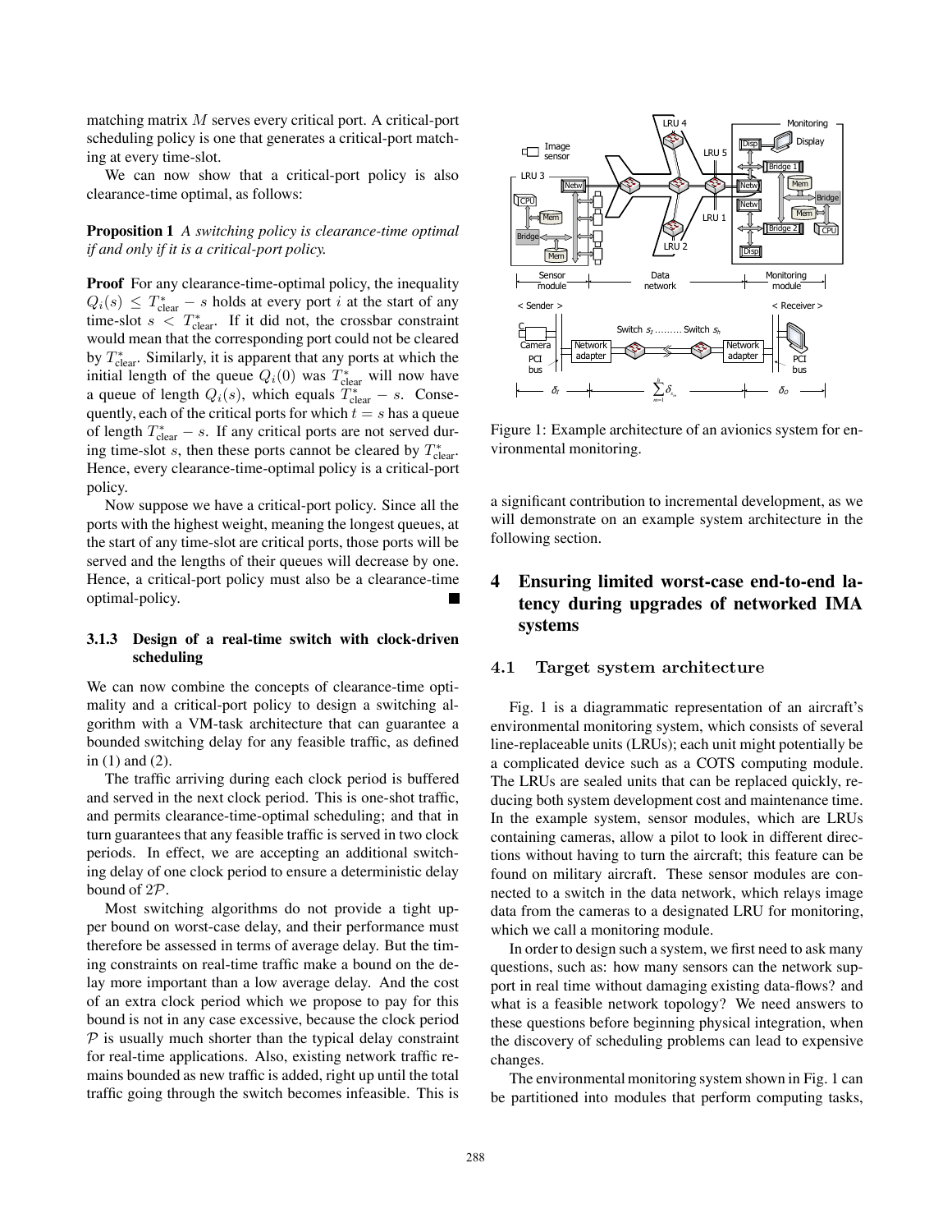matching matrix $M$ serves every critical port. A critical-port scheduling policy is one that generates a critical-port matching at every time-slot.

We can now show that a critical-port policy is also clearance-time optimal, as follows:

**Proposition 1** *A switching policy is clearance-time optimal if and only if it is a critical-port policy.*

**Proof** For any clearance-time-optimal policy, the inequality $Q_i(s) \leq T^*_{\text{clear}} - s$ holds at every port $i$ at the start of any time-slot $s < T^*_{\text{clear}}$. If it did not, the crossbar constraint would mean that the corresponding port could not be cleared by $T^*_{\text{clear}}$. Similarly, it is apparent that any ports at which the initial length of the queue $Q_i(0)$ was $T^*_{\text{clear}}$ will now have a queue of length $Q_i(s)$, which equals $T^*_{\text{clear}} - s$. Consequently, each of the critical ports for which $t = s$ has a queue of length $T^*_{\text{clear}} - s$. If any critical ports are not served during time-slot $s$, then these ports cannot be cleared by $T^*_{\text{clear}}$. Hence, every clearance-time-optimal policy is a critical-port policy.

Now suppose we have a critical-port policy. Since all the ports with the highest weight, meaning the longest queues, at the start of any time-slot are critical ports, those ports will be served and the lengths of their queues will decrease by one. Hence, a critical-port policy must also be a clearance-time optimal-policy. ■

#### 3.1.3 Design of a real-time switch with clock-driven scheduling

We can now combine the concepts of clearance-time optimality and a critical-port policy to design a switching algorithm with a VM-task architecture that can guarantee a bounded switching delay for any feasible traffic, as defined in (1) and (2).

The traffic arriving during each clock period is buffered and served in the next clock period. This is one-shot traffic, and permits clearance-time-optimal scheduling; and that in turn guarantees that any feasible traffic is served in two clock periods. In effect, we are accepting an additional switching delay of one clock period to ensure a deterministic delay bound of $2\mathcal{P}$.

Most switching algorithms do not provide a tight upper bound on worst-case delay, and their performance must therefore be assessed in terms of average delay. But the timing constraints on real-time traffic make a bound on the delay more important than a low average delay. And the cost of an extra clock period which we propose to pay for this bound is not in any case excessive, because the clock period $\mathcal{P}$ is usually much shorter than the typical delay constraint for real-time applications. Also, existing network traffic remains bounded as new traffic is added, right up until the total traffic going through the switch becomes infeasible. This is a significant contribution to incremental development, as we will demonstrate on an example system architecture in the following section.

Figure 1: Example architecture of an avionics system for environmental monitoring.

## 4 Ensuring limited worst-case end-to-end latency during upgrades of networked IMA systems

### 4.1 Target system architecture

Fig. 1 is a diagrammatic representation of an aircraft's environmental monitoring system, which consists of several line-replaceable units (LRUs); each unit might potentially be a complicated device such as a COTS computing module. The LRUs are sealed units that can be replaced quickly, reducing both system development cost and maintenance time. In the example system, sensor modules, which are LRUs containing cameras, allow a pilot to look in different directions without having to turn the aircraft; this feature can be found on military aircraft. These sensor modules are connected to a switch in the data network, which relays image data from the cameras to a designated LRU for monitoring, which we call a monitoring module.

In order to design such a system, we first need to ask many questions, such as: how many sensors can the network support in real time without damaging existing data-flows? and what is a feasible network topology? We need answers to these questions before beginning physical integration, when the discovery of scheduling problems can lead to expensive changes.

The environmental monitoring system shown in Fig. 1 can be partitioned into modules that perform computing tasks,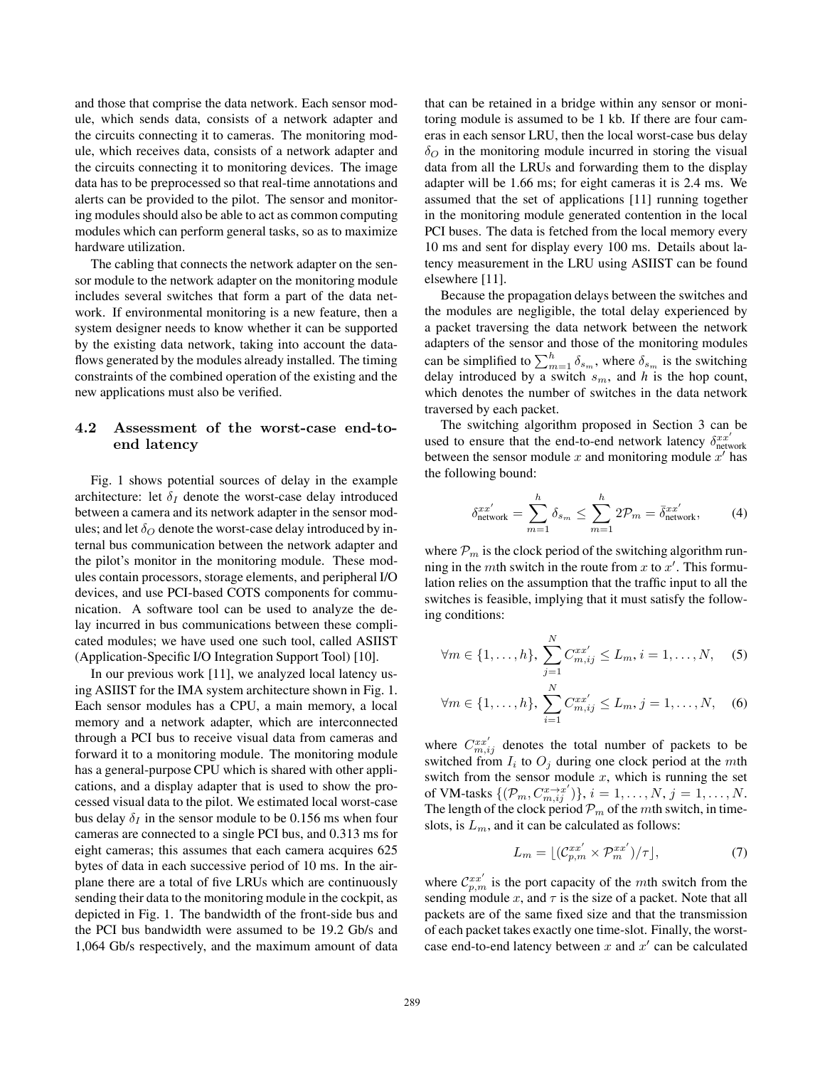and those that comprise the data network. Each sensor module, which sends data, consists of a network adapter and the circuits connecting it to cameras. The monitoring module, which receives data, consists of a network adapter and the circuits connecting it to monitoring devices. The image data has to be preprocessed so that real-time annotations and alerts can be provided to the pilot. The sensor and monitoring modules should also be able to act as common computing modules which can perform general tasks, so as to maximize hardware utilization.

The cabling that connects the network adapter on the sensor module to the network adapter on the monitoring module includes several switches that form a part of the data network. If environmental monitoring is a new feature, then a system designer needs to know whether it can be supported by the existing data network, taking into account the dataflows generated by the modules already installed. The timing constraints of the combined operation of the existing and the new applications must also be verified.

### 4.2 Assessment of the worst-case end-to-end latency

Fig. 1 shows potential sources of delay in the example architecture: let $\delta_I$ denote the worst-case delay introduced between a camera and its network adapter in the sensor modules; and let $\delta_O$ denote the worst-case delay introduced by internal bus communication between the network adapter and the pilot's monitor in the monitoring module. These modules contain processors, storage elements, and peripheral I/O devices, and use PCI-based COTS components for communication. A software tool can be used to analyze the delay incurred in bus communications between these complicated modules; we have used one such tool, called ASIIST (Application-Specific I/O Integration Support Tool) [10].

In our previous work [11], we analyzed local latency using ASIIST for the IMA system architecture shown in Fig. 1. Each sensor modules has a CPU, a main memory, a local memory and a network adapter, which are interconnected through a PCI bus to receive visual data from cameras and forward it to a monitoring module. The monitoring module has a general-purpose CPU which is shared with other applications, and a display adapter that is used to show the processed visual data to the pilot. We estimated local worst-case bus delay $\delta_I$ in the sensor module to be 0.156 ms when four cameras are connected to a single PCI bus, and 0.313 ms for eight cameras; this assumes that each camera acquires 625 bytes of data in each successive period of 10 ms. In the airplane there are a total of five LRUs which are continuously sending their data to the monitoring module in the cockpit, as depicted in Fig. 1. The bandwidth of the front-side bus and the PCI bus bandwidth were assumed to be 19.2 Gb/s and 1,064 Gb/s respectively, and the maximum amount of data that can be retained in a bridge within any sensor or monitoring module is assumed to be 1 kb. If there are four cameras in each sensor LRU, then the local worst-case bus delay $\delta_O$ in the monitoring module incurred in storing the visual data from all the LRUs and forwarding them to the display adapter will be 1.66 ms; for eight cameras it is 2.4 ms. We assumed that the set of applications [11] running together in the monitoring module generated contention in the local PCI buses. The data is fetched from the local memory every 10 ms and sent for display every 100 ms. Details about latency measurement in the LRU using ASIIST can be found elsewhere [11].

Because the propagation delays between the switches and the modules are negligible, the total delay experienced by a packet traversing the data network between the network adapters of the sensor and those of the monitoring modules can be simplified to $\sum_{m=1}^{h} \delta_{s_m}$, where $\delta_{s_m}$ is the switching delay introduced by a switch $s_m$, and $h$ is the hop count, which denotes the number of switches in the data network traversed by each packet.

The switching algorithm proposed in Section 3 can be used to ensure that the end-to-end network latency $\delta^{xx'}_{\text{network}}$ between the sensor module $x$ and monitoring module $x'$ has the following bound:

$$\delta^{xx'}_{\text{network}} = \sum_{m=1}^{h} \delta_{s_m} \leq \sum_{m=1}^{h} 2\mathcal{P}_m = \bar{\delta}^{xx'}_{\text{network}}, \tag{4}$$

where $\mathcal{P}_m$ is the clock period of the switching algorithm running in the $m$th switch in the route from $x$ to $x'$. This formulation relies on the assumption that the traffic input to all the switches is feasible, implying that it must satisfy the following conditions:

$$\forall m \in \{1, \ldots, h\}, \sum_{j=1}^{N} C^{xx'}_{m,ij} \leq L_m, i = 1, \ldots, N, \tag{5}$$

$$\forall m \in \{1, \ldots, h\}, \sum_{i=1}^{N} C^{xx'}_{m,ij} \leq L_m, j = 1, \ldots, N, \tag{6}$$

where $C^{xx'}_{m,ij}$ denotes the total number of packets to be switched from $I_i$ to $O_j$ during one clock period at the $m$th switch from the sensor module $x$, which is running the set of VM-tasks $\{(\mathcal{P}_m, C^{x \to x'}_{m,ij})\}$, $i = 1, \ldots, N$, $j = 1, \ldots, N$. The length of the clock period $\mathcal{P}_m$ of the $m$th switch, in time-slots, is $L_m$, and it can be calculated as follows:

$$L_m = \lfloor (\mathcal{C}^{xx'}_{p,m} \times \mathcal{P}^{xx'}_m) / \tau \rfloor, \tag{7}$$

where $\mathcal{C}^{xx'}_{p,m}$ is the port capacity of the $m$th switch from the sending module $x$, and $\tau$ is the size of a packet. Note that all packets are of the same fixed size and that the transmission of each packet takes exactly one time-slot. Finally, the worst-case end-to-end latency between $x$ and $x'$ can be calculated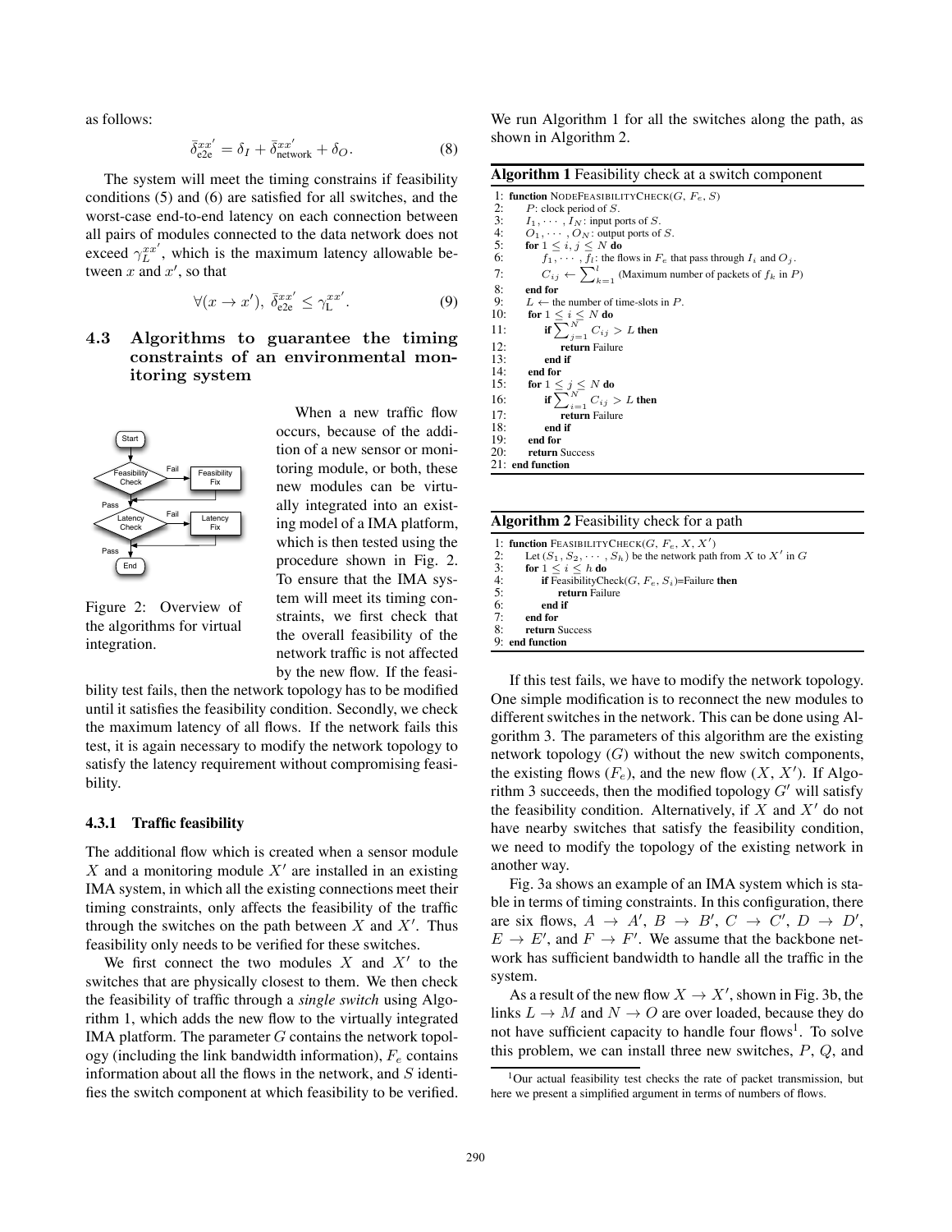as follows:

$$\bar{\delta}_{\text{e2e}}^{xx'} = \delta_I + \bar{\delta}_{\text{network}}^{xx'} + \delta_O. \quad (8)$$

The system will meet the timing constrains if feasibility conditions (5) and (6) are satisfied for all switches, and the worst-case end-to-end latency on each connection between all pairs of modules connected to the data network does not exceed $\gamma_L^{xx'}$, which is the maximum latency allowable between $x$ and $x'$, so that

$$\forall(x \to x'),\ \bar{\delta}_{\text{e2e}}^{xx'} \leq \gamma_{\text{L}}^{xx'}. \quad (9)$$

## 4.3 Algorithms to guarantee the timing constraints of an environmental monitoring system

Figure 2: Overview of the algorithms for virtual integration.

When a new traffic flow occurs, because of the addition of a new sensor or monitoring module, or both, these new modules can be virtually integrated into an existing model of a IMA platform, which is then tested using the procedure shown in Fig. 2. To ensure that the IMA system will meet its timing constraints, we first check that the overall feasibility of the network traffic is not affected by the new flow. If the feasibility test fails, then the network topology has to be modified until it satisfies the feasibility condition. Secondly, we check the maximum latency of all flows. If the network fails this test, it is again necessary to modify the network topology to satisfy the latency requirement without compromising feasibility.

### 4.3.1 Traffic feasibility

The additional flow which is created when a sensor module $X$ and a monitoring module $X'$ are installed in an existing IMA system, in which all the existing connections meet their timing constraints, only affects the feasibility of the traffic through the switches on the path between $X$ and $X'$. Thus feasibility only needs to be verified for these switches.

We first connect the two modules $X$ and $X'$ to the switches that are physically closest to them. We then check the feasibility of traffic through a *single switch* using Algorithm 1, which adds the new flow to the virtually integrated IMA platform. The parameter $G$ contains the network topology (including the link bandwidth information), $F_e$ contains information about all the flows in the network, and $S$ identifies the switch component at which feasibility to be verified. We run Algorithm 1 for all the switches along the path, as shown in Algorithm 2.

**Algorithm 1** Feasibility check at a switch component

```
1: function NODEFEASIBILITYCHECK(G, F_e, S)
2:     P: clock period of S.
3:     I_1, ..., I_N: input ports of S.
4:     O_1, ..., O_N: output ports of S.
5:     for 1 ≤ i, j ≤ N do
6:         f_1, ..., f_l: the flows in F_e that pass through I_i and O_j.
7:         C_ij ← Σ_{k=1}^{l} (Maximum number of packets of f_k in P)
8:     end for
9:     L ← the number of time-slots in P.
10:    for 1 ≤ i ≤ N do
11:        if Σ_{j=1}^{N} C_ij > L then
12:            return Failure
13:        end if
14:    end for
15:    for 1 ≤ j ≤ N do
16:        if Σ_{i=1}^{N} C_ij > L then
17:            return Failure
18:        end if
19:    end for
20:    return Success
21: end function
```

**Algorithm 2** Feasibility check for a path

```
1: function FEASIBILITYCHECK(G, F_e, X, X')
2:     Let (S_1, S_2, ..., S_h) be the network path from X to X' in G
3:     for 1 ≤ i ≤ h do
4:         if FeasibilityCheck(G, F_e, S_i)=Failure then
5:             return Failure
6:         end if
7:     end for
8:     return Success
9: end function
```

If this test fails, we have to modify the network topology. One simple modification is to reconnect the new modules to different switches in the network. This can be done using Algorithm 3. The parameters of this algorithm are the existing network topology ($G$) without the new switch components, the existing flows ($F_e$), and the new flow ($X$, $X'$). If Algorithm 3 succeeds, then the modified topology $G'$ will satisfy the feasibility condition. Alternatively, if $X$ and $X'$ do not have nearby switches that satisfy the feasibility condition, we need to modify the topology of the existing network in another way.

Fig. 3a shows an example of an IMA system which is stable in terms of timing constraints. In this configuration, there are six flows, $A \to A'$, $B \to B'$, $C \to C'$, $D \to D'$, $E \to E'$, and $F \to F'$. We assume that the backbone network has sufficient bandwidth to handle all the traffic in the system.

As a result of the new flow $X \to X'$, shown in Fig. 3b, the links $L \to M$ and $N \to O$ are over loaded, because they do not have sufficient capacity to handle four flows[1]. To solve this problem, we can install three new switches, $P$, $Q$, and

[1]Our actual feasibility test checks the rate of packet transmission, but here we present a simplified argument in terms of numbers of flows.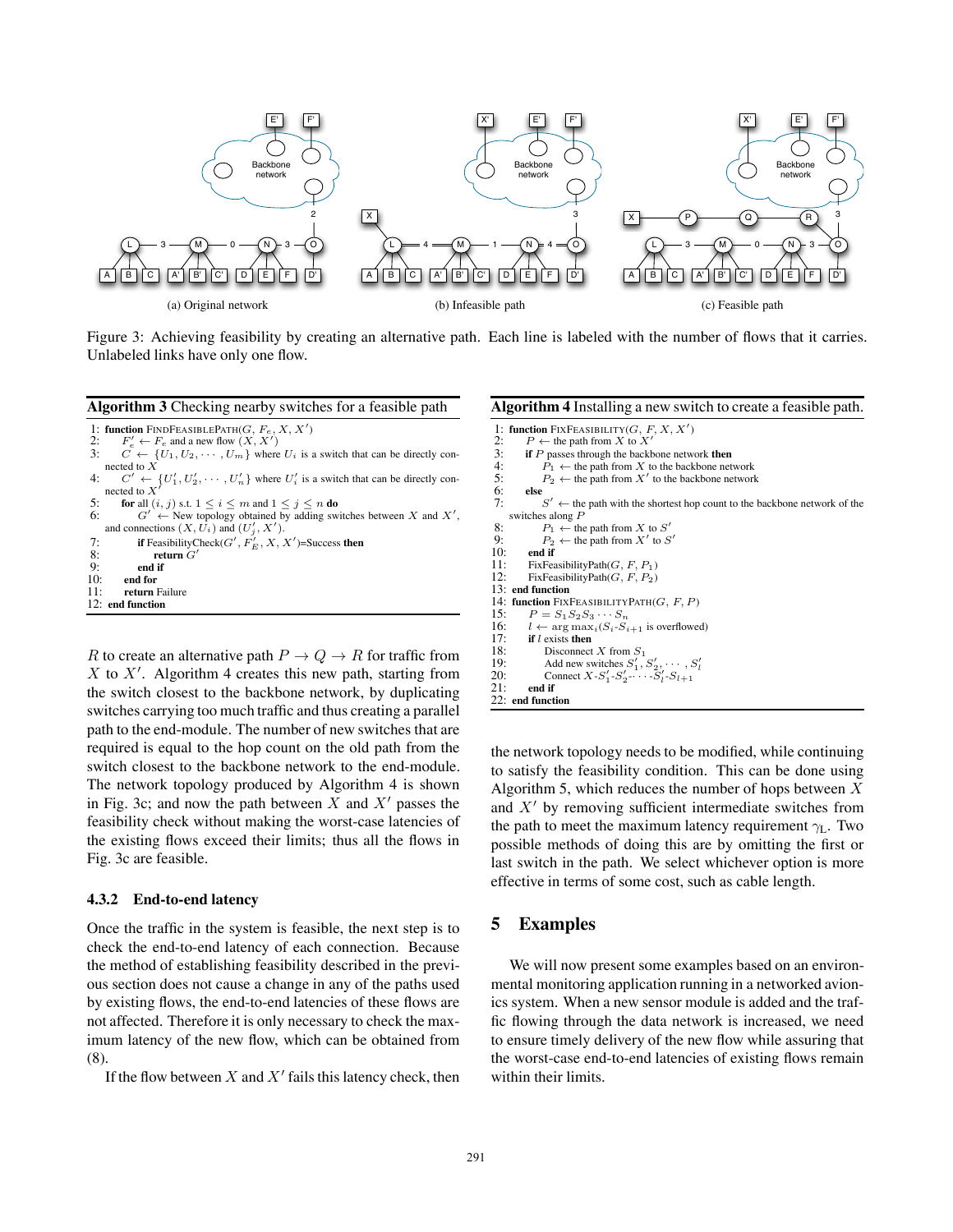Figure 3: Achieving feasibility by creating an alternative path. Each line is labeled with the number of flows that it carries. Unlabeled links have only one flow.

(a) Original network

(b) Infeasible path

(c) Feasible path

**Algorithm 3** Checking nearby switches for a feasible path

```
1:  function FindFeasiblePath(G, F_e, X, X')
2:      F'_e ← F_e and a new flow (X, X')
3:      C ← {U_1, U_2, ···, U_m} where U_i is a switch that can be directly connected to X
4:      C' ← {U'_1, U'_2, ···, U'_n} where U'_i is a switch that can be directly connected to X'
5:      for all (i, j) s.t. 1 ≤ i ≤ m and 1 ≤ j ≤ n do
6:          G' ← New topology obtained by adding switches between X and X', and connections (X, U_i) and (U'_j, X').
7:          if FeasibilityCheck(G', F'_E, X, X')=Success then
8:              return G'
9:          end if
10:     end for
11:     return Failure
12: end function
```

$R$ to create an alternative path $P \to Q \to R$ for traffic from $X$ to $X'$. Algorithm 4 creates this new path, starting from the switch closest to the backbone network, by duplicating switches carrying too much traffic and thus creating a parallel path to the end-module. The number of new switches that are required is equal to the hop count on the old path from the switch closest to the backbone network to the end-module. The network topology produced by Algorithm 4 is shown in Fig. 3c; and now the path between $X$ and $X'$ passes the feasibility check without making the worst-case latencies of the existing flows exceed their limits; thus all the flows in Fig. 3c are feasible.

### 4.3.2 End-to-end latency

Once the traffic in the system is feasible, the next step is to check the end-to-end latency of each connection. Because the method of establishing feasibility described in the previous section does not cause a change in any of the paths used by existing flows, the end-to-end latencies of these flows are not affected. Therefore it is only necessary to check the maximum latency of the new flow, which can be obtained from (8).

If the flow between $X$ and $X'$ fails this latency check, then the network topology needs to be modified, while continuing to satisfy the feasibility condition. This can be done using Algorithm 5, which reduces the number of hops between $X$ and $X'$ by removing sufficient intermediate switches from the path to meet the maximum latency requirement $\gamma_L$. Two possible methods of doing this are by omitting the first or last switch in the path. We select whichever option is more effective in terms of some cost, such as cable length.

**Algorithm 4** Installing a new switch to create a feasible path.

```
1:  function FixFeasibility(G, F, X, X')
2:      P ← the path from X to X'
3:      if P passes through the backbone network then
4:          P_1 ← the path from X to the backbone network
5:          P_2 ← the path from X' to the backbone network
6:      else
7:          S' ← the path with the shortest hop count to the backbone network of the switches along P
8:          P_1 ← the path from X to S'
9:          P_2 ← the path from X' to S'
10:     end if
11:     FixFeasibilityPath(G, F, P_1)
12:     FixFeasibilityPath(G, F, P_2)
13: end function
14: function FixFeasibilityPath(G, F, P)
15:     P = S_1 S_2 S_3 ··· S_n
16:     l ← arg max_i(S_i-S_{i+1} is overflowed)
17:     if l exists then
18:         Disconnect X from S_1
19:         Add new switches S'_1, S'_2, ···, S'_l
20:         Connect X-S'_1-S'_2-···-S'_l-S_{l+1}
21:     end if
22: end function
```

## 5 Examples

We will now present some examples based on an environmental monitoring application running in a networked avionics system. When a new sensor module is added and the traffic flowing through the data network is increased, we need to ensure timely delivery of the new flow while assuring that the worst-case end-to-end latencies of existing flows remain within their limits.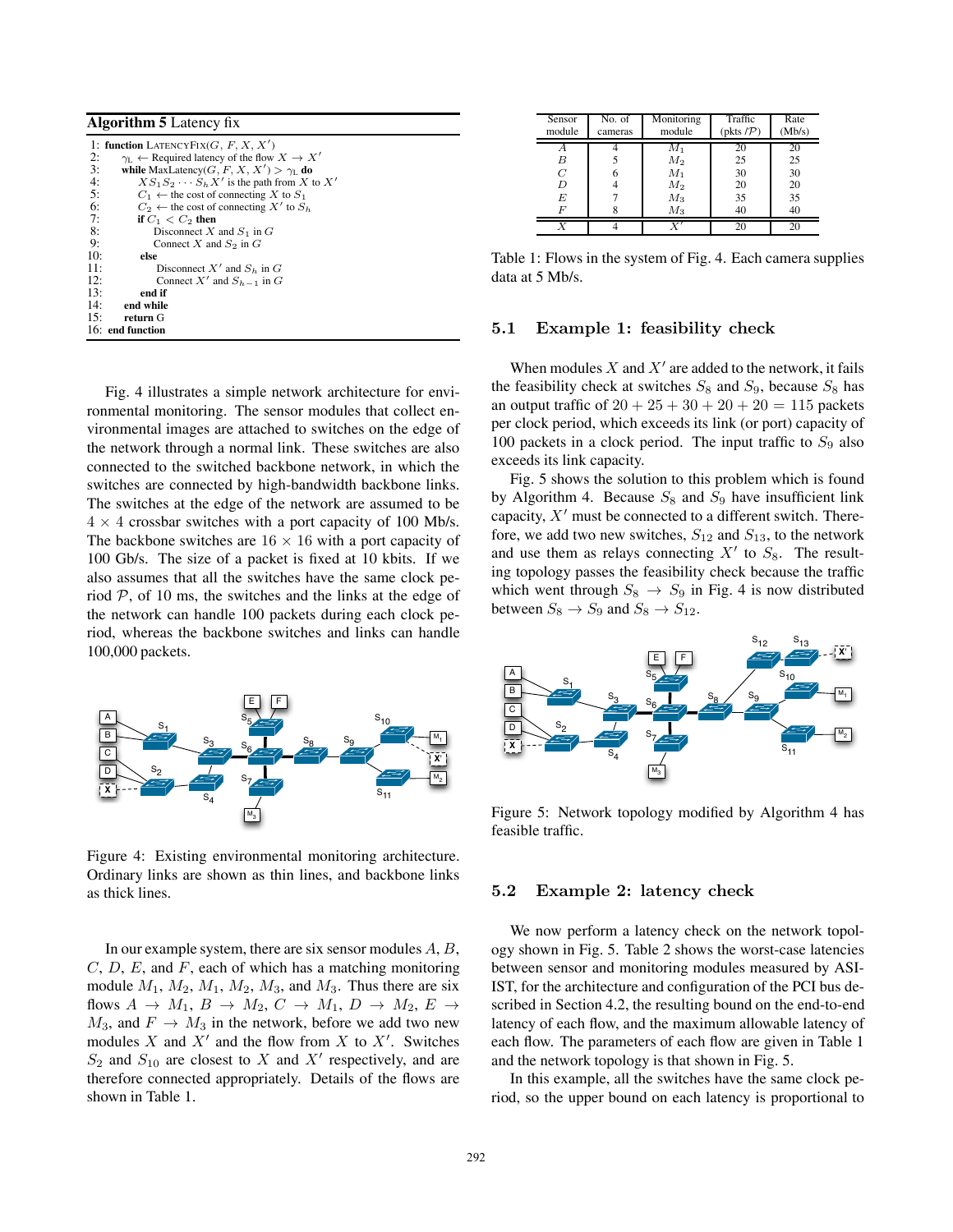**Algorithm 5** Latency fix

```
1:  function LatencyFix(G, F, X, X')
2:    γ_L ← Required latency of the flow X → X'
3:    while MaxLatency(G, F, X, X') > γ_L do
4:      X S_1 S_2 ··· S_h X' is the path from X to X'
5:      C_1 ← the cost of connecting X to S_1
6:      C_2 ← the cost of connecting X' to S_h
7:      if C_1 < C_2 then
8:        Disconnect X and S_1 in G
9:        Connect X and S_2 in G
10:     else
11:       Disconnect X' and S_h in G
12:       Connect X' and S_{h-1} in G
13:     end if
14:   end while
15:   return G
16: end function
```

Fig. 4 illustrates a simple network architecture for environmental monitoring. The sensor modules that collect environmental images are attached to switches on the edge of the network through a normal link. These switches are also connected to the switched backbone network, in which the switches are connected by high-bandwidth backbone links. The switches at the edge of the network are assumed to be $4 \times 4$ crossbar switches with a port capacity of 100 Mb/s. The backbone switches are $16 \times 16$ with a port capacity of 100 Gb/s. The size of a packet is fixed at 10 kbits. If we also assumes that all the switches have the same clock period $\mathcal{P}$, of 10 ms, the switches and the links at the edge of the network can handle 100 packets during each clock period, whereas the backbone switches and links can handle 100,000 packets.

Figure 4: Existing environmental monitoring architecture. Ordinary links are shown as thin lines, and backbone links as thick lines.

In our example system, there are six sensor modules $A$, $B$, $C$, $D$, $E$, and $F$, each of which has a matching monitoring module $M_1$, $M_2$, $M_1$, $M_2$, $M_3$, and $M_3$. Thus there are six flows $A \to M_1$, $B \to M_2$, $C \to M_1$, $D \to M_2$, $E \to M_3$, and $F \to M_3$ in the network, before we add two new modules $X$ and $X'$ and the flow from $X$ to $X'$. Switches $S_2$ and $S_{10}$ are closest to $X$ and $X'$ respectively, and are therefore connected appropriately. Details of the flows are shown in Table 1.

| Sensor module | No. of cameras | Monitoring module | Traffic (pkts /$\mathcal{P}$) | Rate (Mb/s) |
|---|---|---|---|---|
| $A$ | 4 | $M_1$ | 20 | 20 |
| $B$ | 5 | $M_2$ | 25 | 25 |
| $C$ | 6 | $M_1$ | 30 | 30 |
| $D$ | 4 | $M_2$ | 20 | 20 |
| $E$ | 7 | $M_3$ | 35 | 35 |
| $F$ | 8 | $M_3$ | 40 | 40 |
| $X$ | 4 | $X'$ | 20 | 20 |

Table 1: Flows in the system of Fig. 4. Each camera supplies data at 5 Mb/s.

### 5.1 Example 1: feasibility check

When modules $X$ and $X'$ are added to the network, it fails the feasibility check at switches $S_8$ and $S_9$, because $S_8$ has an output traffic of $20 + 25 + 30 + 20 + 20 = 115$ packets per clock period, which exceeds its link (or port) capacity of 100 packets in a clock period. The input traffic to $S_9$ also exceeds its link capacity.

Fig. 5 shows the solution to this problem which is found by Algorithm 4. Because $S_8$ and $S_9$ have insufficient link capacity, $X'$ must be connected to a different switch. Therefore, we add two new switches, $S_{12}$ and $S_{13}$, to the network and use them as relays connecting $X'$ to $S_8$. The resulting topology passes the feasibility check because the traffic which went through $S_8 \to S_9$ in Fig. 4 is now distributed between $S_8 \to S_9$ and $S_8 \to S_{12}$.

Figure 5: Network topology modified by Algorithm 4 has feasible traffic.

### 5.2 Example 2: latency check

We now perform a latency check on the network topology shown in Fig. 5. Table 2 shows the worst-case latencies between sensor and monitoring modules measured by ASIIST, for the architecture and configuration of the PCI bus described in Section 4.2, the resulting bound on the end-to-end latency of each flow, and the maximum allowable latency of each flow. The parameters of each flow are given in Table 1 and the network topology is that shown in Fig. 5.

In this example, all the switches have the same clock period, so the upper bound on each latency is proportional to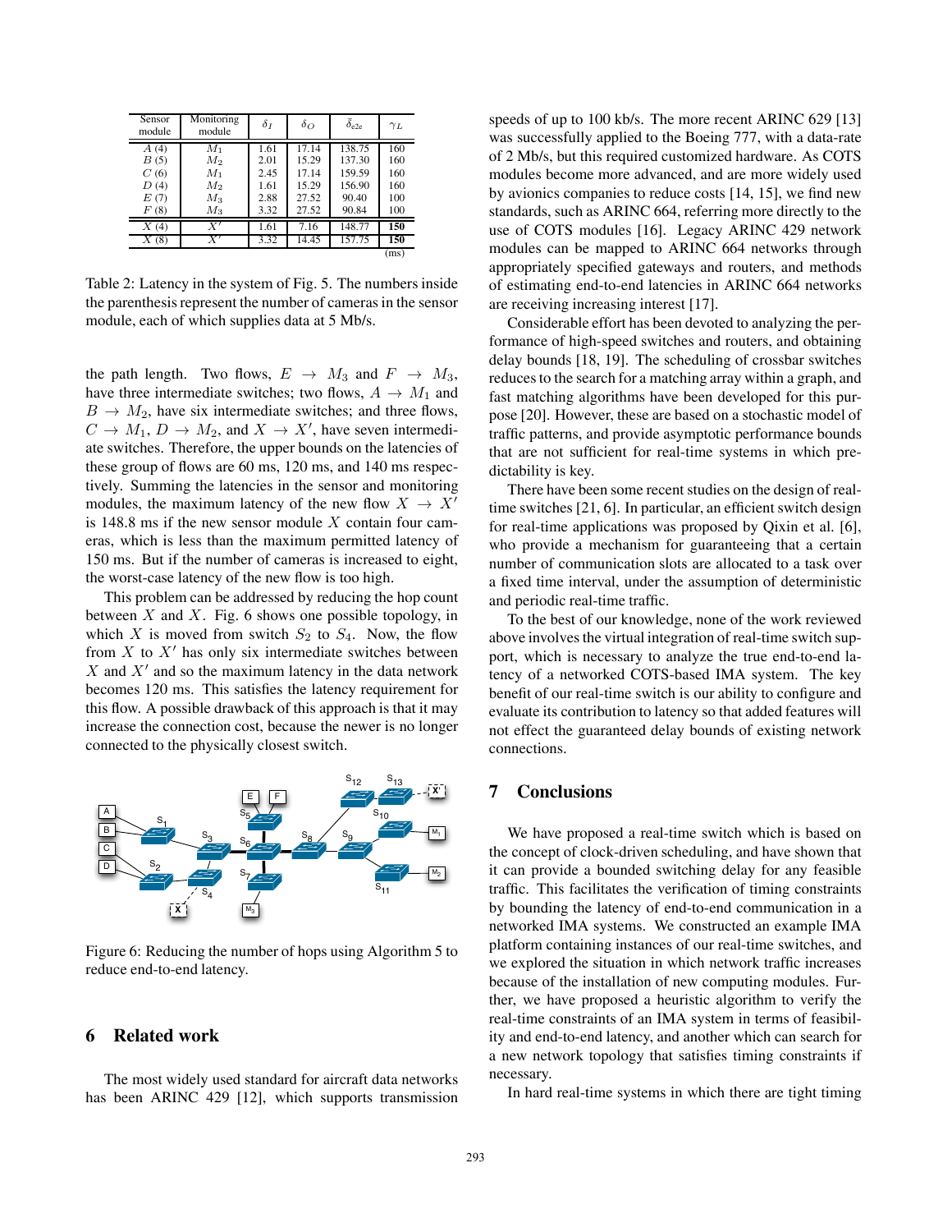| Sensor module | Monitoring module | $\delta_I$ | $\delta_O$ | $\bar{\delta}_{e2e}$ | $\gamma_L$ |
|---|---|---|---|---|---|
| $A$ (4) | $M_1$ | 1.61 | 17.14 | 138.75 | 160 |
| $B$ (5) | $M_2$ | 2.01 | 15.29 | 137.30 | 160 |
| $C$ (6) | $M_1$ | 2.45 | 17.14 | 159.59 | 160 |
| $D$ (4) | $M_2$ | 1.61 | 15.29 | 156.90 | 160 |
| $E$ (7) | $M_3$ | 2.88 | 27.52 | 90.40 | 100 |
| $F$ (8) | $M_3$ | 3.32 | 27.52 | 90.84 | 100 |
| $X$ (4) | $X'$ | 1.61 | 7.16 | 148.77 | **150** |
| $X$ (8) | $X'$ | 3.32 | 14.45 | 157.75 | **150** |
| | | | | | (ms) |

Table 2: Latency in the system of Fig. 5. The numbers inside the parenthesis represent the number of cameras in the sensor module, each of which supplies data at 5 Mb/s.

the path length. Two flows, $E \rightarrow M_3$ and $F \rightarrow M_3$, have three intermediate switches; two flows, $A \rightarrow M_1$ and $B \rightarrow M_2$, have six intermediate switches; and three flows, $C \rightarrow M_1$, $D \rightarrow M_2$, and $X \rightarrow X'$, have seven intermediate switches. Therefore, the upper bounds on the latencies of these group of flows are 60 ms, 120 ms, and 140 ms respectively. Summing the latencies in the sensor and monitoring modules, the maximum latency of the new flow $X \rightarrow X'$ is 148.8 ms if the new sensor module $X$ contain four cameras, which is less than the maximum permitted latency of 150 ms. But if the number of cameras is increased to eight, the worst-case latency of the new flow is too high.

This problem can be addressed by reducing the hop count between $X$ and $X$. Fig. 6 shows one possible topology, in which $X$ is moved from switch $S_2$ to $S_4$. Now, the flow from $X$ to $X'$ has only six intermediate switches between $X$ and $X'$ and so the maximum latency in the data network becomes 120 ms. This satisfies the latency requirement for this flow. A possible drawback of this approach is that it may increase the connection cost, because the newer is no longer connected to the physically closest switch.

Figure 6: Reducing the number of hops using Algorithm 5 to reduce end-to-end latency.

## 6 Related work

The most widely used standard for aircraft data networks has been ARINC 429 [12], which supports transmission speeds of up to 100 kb/s. The more recent ARINC 629 [13] was successfully applied to the Boeing 777, with a data-rate of 2 Mb/s, but this required customized hardware. As COTS modules become more advanced, and are more widely used by avionics companies to reduce costs [14, 15], we find new standards, such as ARINC 664, referring more directly to the use of COTS modules [16]. Legacy ARINC 429 network modules can be mapped to ARINC 664 networks through appropriately specified gateways and routers, and methods of estimating end-to-end latencies in ARINC 664 networks are receiving increasing interest [17].

Considerable effort has been devoted to analyzing the performance of high-speed switches and routers, and obtaining delay bounds [18, 19]. The scheduling of crossbar switches reduces to the search for a matching array within a graph, and fast matching algorithms have been developed for this purpose [20]. However, these are based on a stochastic model of traffic patterns, and provide asymptotic performance bounds that are not sufficient for real-time systems in which predictability is key.

There have been some recent studies on the design of real-time switches [21, 6]. In particular, an efficient switch design for real-time applications was proposed by Qixin et al. [6], who provide a mechanism for guaranteeing that a certain number of communication slots are allocated to a task over a fixed time interval, under the assumption of deterministic and periodic real-time traffic.

To the best of our knowledge, none of the work reviewed above involves the virtual integration of real-time switch support, which is necessary to analyze the true end-to-end latency of a networked COTS-based IMA system. The key benefit of our real-time switch is our ability to configure and evaluate its contribution to latency so that added features will not effect the guaranteed delay bounds of existing network connections.

## 7 Conclusions

We have proposed a real-time switch which is based on the concept of clock-driven scheduling, and have shown that it can provide a bounded switching delay for any feasible traffic. This facilitates the verification of timing constraints by bounding the latency of end-to-end communication in a networked IMA systems. We constructed an example IMA platform containing instances of our real-time switches, and we explored the situation in which network traffic increases because of the installation of new computing modules. Further, we have proposed a heuristic algorithm to verify the real-time constraints of an IMA system in terms of feasibility and end-to-end latency, and another which can search for a new network topology that satisfies timing constraints if necessary.

In hard real-time systems in which there are tight timing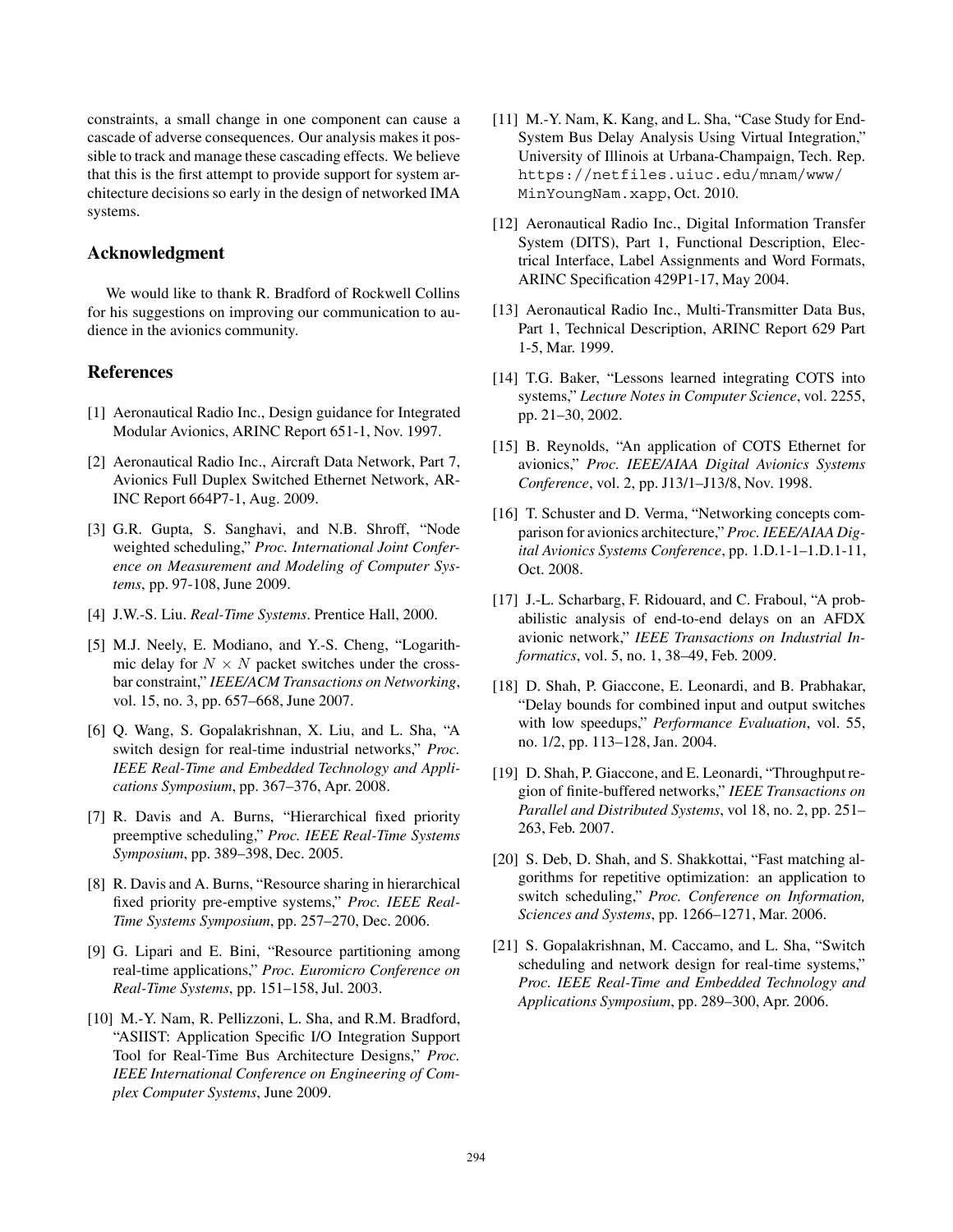constraints, a small change in one component can cause a cascade of adverse consequences. Our analysis makes it possible to track and manage these cascading effects. We believe that this is the first attempt to provide support for system architecture decisions so early in the design of networked IMA systems.

## Acknowledgment

We would like to thank R. Bradford of Rockwell Collins for his suggestions on improving our communication to audience in the avionics community.

## References

[1] Aeronautical Radio Inc., Design guidance for Integrated Modular Avionics, ARINC Report 651-1, Nov. 1997.

[2] Aeronautical Radio Inc., Aircraft Data Network, Part 7, Avionics Full Duplex Switched Ethernet Network, ARINC Report 664P7-1, Aug. 2009.

[3] G.R. Gupta, S. Sanghavi, and N.B. Shroff, "Node weighted scheduling," *Proc. International Joint Conference on Measurement and Modeling of Computer Systems*, pp. 97-108, June 2009.

[4] J.W.-S. Liu. *Real-Time Systems*. Prentice Hall, 2000.

[5] M.J. Neely, E. Modiano, and Y.-S. Cheng, "Logarithmic delay for $N \times N$ packet switches under the crossbar constraint," *IEEE/ACM Transactions on Networking*, vol. 15, no. 3, pp. 657–668, June 2007.

[6] Q. Wang, S. Gopalakrishnan, X. Liu, and L. Sha, "A switch design for real-time industrial networks," *Proc. IEEE Real-Time and Embedded Technology and Applications Symposium*, pp. 367–376, Apr. 2008.

[7] R. Davis and A. Burns, "Hierarchical fixed priority preemptive scheduling," *Proc. IEEE Real-Time Systems Symposium*, pp. 389–398, Dec. 2005.

[8] R. Davis and A. Burns, "Resource sharing in hierarchical fixed priority pre-emptive systems," *Proc. IEEE Real-Time Systems Symposium*, pp. 257–270, Dec. 2006.

[9] G. Lipari and E. Bini, "Resource partitioning among real-time applications," *Proc. Euromicro Conference on Real-Time Systems*, pp. 151–158, Jul. 2003.

[10] M.-Y. Nam, R. Pellizzoni, L. Sha, and R.M. Bradford, "ASIIST: Application Specific I/O Integration Support Tool for Real-Time Bus Architecture Designs," *Proc. IEEE International Conference on Engineering of Complex Computer Systems*, June 2009.

[11] M.-Y. Nam, K. Kang, and L. Sha, "Case Study for End-System Bus Delay Analysis Using Virtual Integration," University of Illinois at Urbana-Champaign, Tech. Rep. https://netfiles.uiuc.edu/mnam/www/MinYoungNam.xapp, Oct. 2010.

[12] Aeronautical Radio Inc., Digital Information Transfer System (DITS), Part 1, Functional Description, Electrical Interface, Label Assignments and Word Formats, ARINC Specification 429P1-17, May 2004.

[13] Aeronautical Radio Inc., Multi-Transmitter Data Bus, Part 1, Technical Description, ARINC Report 629 Part 1-5, Mar. 1999.

[14] T.G. Baker, "Lessons learned integrating COTS into systems," *Lecture Notes in Computer Science*, vol. 2255, pp. 21–30, 2002.

[15] B. Reynolds, "An application of COTS Ethernet for avionics," *Proc. IEEE/AIAA Digital Avionics Systems Conference*, vol. 2, pp. J13/1–J13/8, Nov. 1998.

[16] T. Schuster and D. Verma, "Networking concepts comparison for avionics architecture," *Proc. IEEE/AIAA Digital Avionics Systems Conference*, pp. 1.D.1-1–1.D.1-11, Oct. 2008.

[17] J.-L. Scharbarg, F. Ridouard, and C. Fraboul, "A probabilistic analysis of end-to-end delays on an AFDX avionic network," *IEEE Transactions on Industrial Informatics*, vol. 5, no. 1, 38–49, Feb. 2009.

[18] D. Shah, P. Giaccone, E. Leonardi, and B. Prabhakar, "Delay bounds for combined input and output switches with low speedups," *Performance Evaluation*, vol. 55, no. 1/2, pp. 113–128, Jan. 2004.

[19] D. Shah, P. Giaccone, and E. Leonardi, "Throughput region of finite-buffered networks," *IEEE Transactions on Parallel and Distributed Systems*, vol 18, no. 2, pp. 251–263, Feb. 2007.

[20] S. Deb, D. Shah, and S. Shakkottai, "Fast matching algorithms for repetitive optimization: an application to switch scheduling," *Proc. Conference on Information, Sciences and Systems*, pp. 1266–1271, Mar. 2006.

[21] S. Gopalakrishnan, M. Caccamo, and L. Sha, "Switch scheduling and network design for real-time systems," *Proc. IEEE Real-Time and Embedded Technology and Applications Symposium*, pp. 289–300, Apr. 2006.